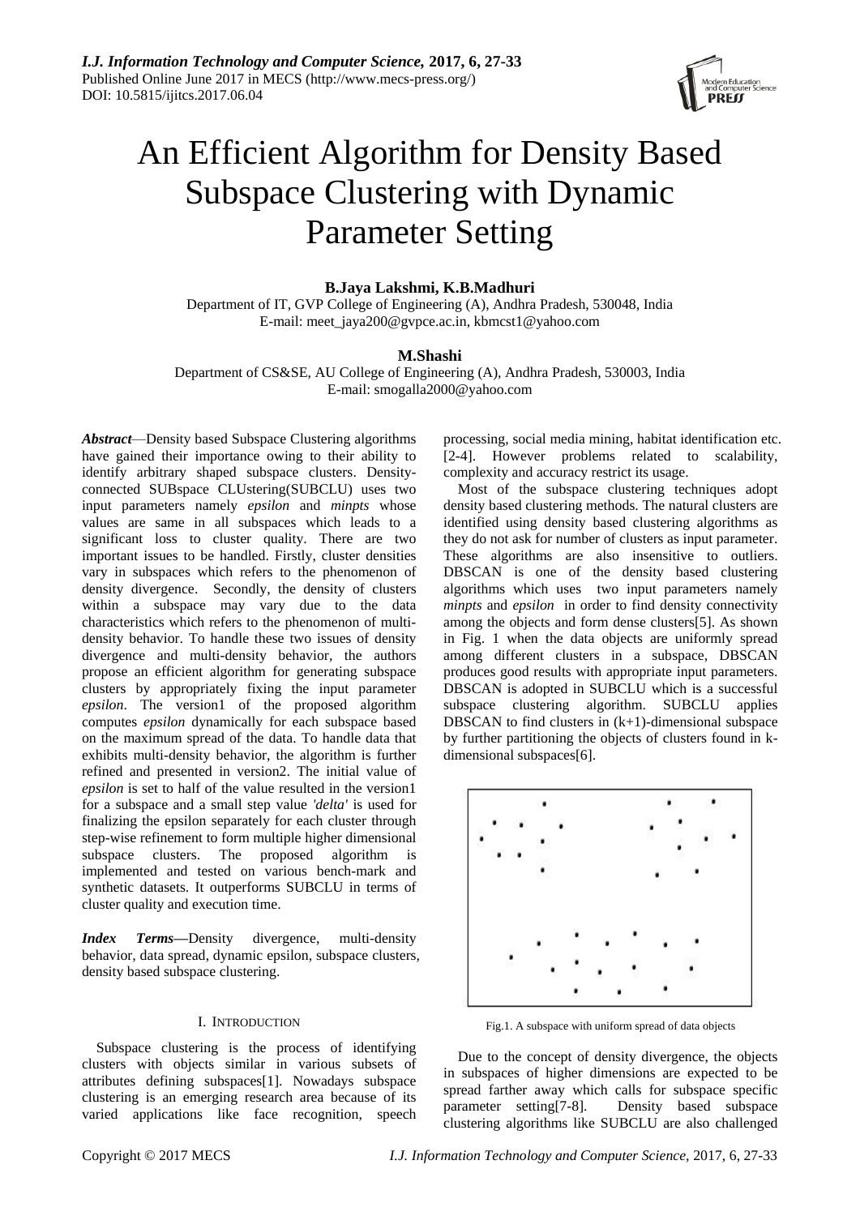# An Efficient Algorithm for Density Based Subspace Clustering with Dynamic Parameter Setting

**B.Jaya Lakshmi, K.B.Madhuri**
Department of IT, GVP College of Engineering (A), Andhra Pradesh, 530048, India
E-mail: meet_jaya200@gvpce.ac.in, kbmcst1@yahoo.com

**M.Shashi**
Department of CS&SE, AU College of Engineering (A), Andhra Pradesh, 530003, India
E-mail: smogalla2000@yahoo.com

***Abstract*****—**Density based Subspace Clustering algorithms have gained their importance owing to their ability to identify arbitrary shaped subspace clusters. Density-connected SUBspace CLUstering(SUBCLU) uses two input parameters namely *epsilon* and *minpts* whose values are same in all subspaces which leads to a significant loss to cluster quality. There are two important issues to be handled. Firstly, cluster densities vary in subspaces which refers to the phenomenon of density divergence. Secondly, the density of clusters within a subspace may vary due to the data characteristics which refers to the phenomenon of multi-density behavior. To handle these two issues of density divergence and multi-density behavior, the authors propose an efficient algorithm for generating subspace clusters by appropriately fixing the input parameter *epsilon*. The version1 of the proposed algorithm computes *epsilon* dynamically for each subspace based on the maximum spread of the data. To handle data that exhibits multi-density behavior, the algorithm is further refined and presented in version2. The initial value of *epsilon* is set to half of the value resulted in the version1 for a subspace and a small step value *'delta'* is used for finalizing the epsilon separately for each cluster through step-wise refinement to form multiple higher dimensional subspace clusters. The proposed algorithm is implemented and tested on various bench-mark and synthetic datasets. It outperforms SUBCLU in terms of cluster quality and execution time.

***Index Terms*****—**Density divergence, multi-density behavior, data spread, dynamic epsilon, subspace clusters, density based subspace clustering.

## I. Introduction

Subspace clustering is the process of identifying clusters with objects similar in various subsets of attributes defining subspaces[1]. Nowadays subspace clustering is an emerging research area because of its varied applications like face recognition, speech processing, social media mining, habitat identification etc. [2-4]. However problems related to scalability, complexity and accuracy restrict its usage.

Most of the subspace clustering techniques adopt density based clustering methods. The natural clusters are identified using density based clustering algorithms as they do not ask for number of clusters as input parameter. These algorithms are also insensitive to outliers. DBSCAN is one of the density based clustering algorithms which uses two input parameters namely *minpts* and *epsilon* in order to find density connectivity among the objects and form dense clusters[5]. As shown in Fig. 1 when the data objects are uniformly spread among different clusters in a subspace, DBSCAN produces good results with appropriate input parameters. DBSCAN is adopted in SUBCLU which is a successful subspace clustering algorithm. SUBCLU applies DBSCAN to find clusters in (k+1)-dimensional subspace by further partitioning the objects of clusters found in k-dimensional subspaces[6].

Fig.1. A subspace with uniform spread of data objects

Due to the concept of density divergence, the objects in subspaces of higher dimensions are expected to be spread farther away which calls for subspace specific parameter setting[7-8]. Density based subspace clustering algorithms like SUBCLU are also challenged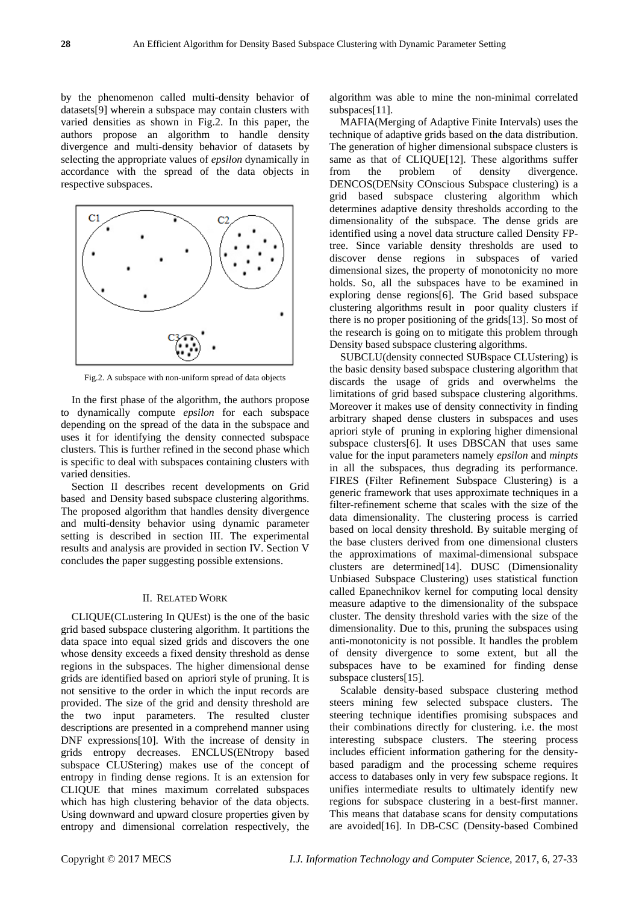by the phenomenon called multi-density behavior of datasets[9] wherein a subspace may contain clusters with varied densities as shown in Fig.2. In this paper, the authors propose an algorithm to handle density divergence and multi-density behavior of datasets by selecting the appropriate values of *epsilon* dynamically in accordance with the spread of the data objects in respective subspaces.

C1

C2

C3

Fig.2. A subspace with non-uniform spread of data objects

In the first phase of the algorithm, the authors propose to dynamically compute *epsilon* for each subspace depending on the spread of the data in the subspace and uses it for identifying the density connected subspace clusters. This is further refined in the second phase which is specific to deal with subspaces containing clusters with varied densities.

Section II describes recent developments on Grid based and Density based subspace clustering algorithms. The proposed algorithm that handles density divergence and multi-density behavior using dynamic parameter setting is described in section III. The experimental results and analysis are provided in section IV. Section V concludes the paper suggesting possible extensions.

## II. Related Work

CLIQUE(CLustering In QUEst) is the one of the basic grid based subspace clustering algorithm. It partitions the data space into equal sized grids and discovers the one whose density exceeds a fixed density threshold as dense regions in the subspaces. The higher dimensional dense grids are identified based on apriori style of pruning. It is not sensitive to the order in which the input records are provided. The size of the grid and density threshold are the two input parameters. The resulted cluster descriptions are presented in a comprehend manner using DNF expressions[10]. With the increase of density in grids entropy decreases. ENCLUS(ENtropy based subspace CLUStering) makes use of the concept of entropy in finding dense regions. It is an extension for CLIQUE that mines maximum correlated subspaces which has high clustering behavior of the data objects. Using downward and upward closure properties given by entropy and dimensional correlation respectively, the algorithm was able to mine the non-minimal correlated subspaces[11].

MAFIA(Merging of Adaptive Finite Intervals) uses the technique of adaptive grids based on the data distribution. The generation of higher dimensional subspace clusters is same as that of CLIQUE[12]. These algorithms suffer from the problem of density divergence. DENCOS(DENsity COnscious Subspace clustering) is a grid based subspace clustering algorithm which determines adaptive density thresholds according to the dimensionality of the subspace. The dense grids are identified using a novel data structure called Density FP-tree. Since variable density thresholds are used to discover dense regions in subspaces of varied dimensional sizes, the property of monotonicity no more holds. So, all the subspaces have to be examined in exploring dense regions[6]. The Grid based subspace clustering algorithms result in poor quality clusters if there is no proper positioning of the grids[13]. So most of the research is going on to mitigate this problem through Density based subspace clustering algorithms.

SUBCLU(density connected SUBspace CLUstering) is the basic density based subspace clustering algorithm that discards the usage of grids and overwhelms the limitations of grid based subspace clustering algorithms. Moreover it makes use of density connectivity in finding arbitrary shaped dense clusters in subspaces and uses apriori style of pruning in exploring higher dimensional subspace clusters[6]. It uses DBSCAN that uses same value for the input parameters namely *epsilon* and *minpts* in all the subspaces, thus degrading its performance. FIRES (Filter Refinement Subspace Clustering) is a generic framework that uses approximate techniques in a filter-refinement scheme that scales with the size of the data dimensionality. The clustering process is carried based on local density threshold. By suitable merging of the base clusters derived from one dimensional clusters the approximations of maximal-dimensional subspace clusters are determined[14]. DUSC (Dimensionality Unbiased Subspace Clustering) uses statistical function called Epanechnikov kernel for computing local density measure adaptive to the dimensionality of the subspace cluster. The density threshold varies with the size of the dimensionality. Due to this, pruning the subspaces using anti-monotonicity is not possible. It handles the problem of density divergence to some extent, but all the subspaces have to be examined for finding dense subspace clusters[15].

Scalable density-based subspace clustering method steers mining few selected subspace clusters. The steering technique identifies promising subspaces and their combinations directly for clustering. i.e. the most interesting subspace clusters. The steering process includes efficient information gathering for the density-based paradigm and the processing scheme requires access to databases only in very few subspace regions. It unifies intermediate results to ultimately identify new regions for subspace clustering in a best-first manner. This means that database scans for density computations are avoided[16]. In DB-CSC (Density-based Combined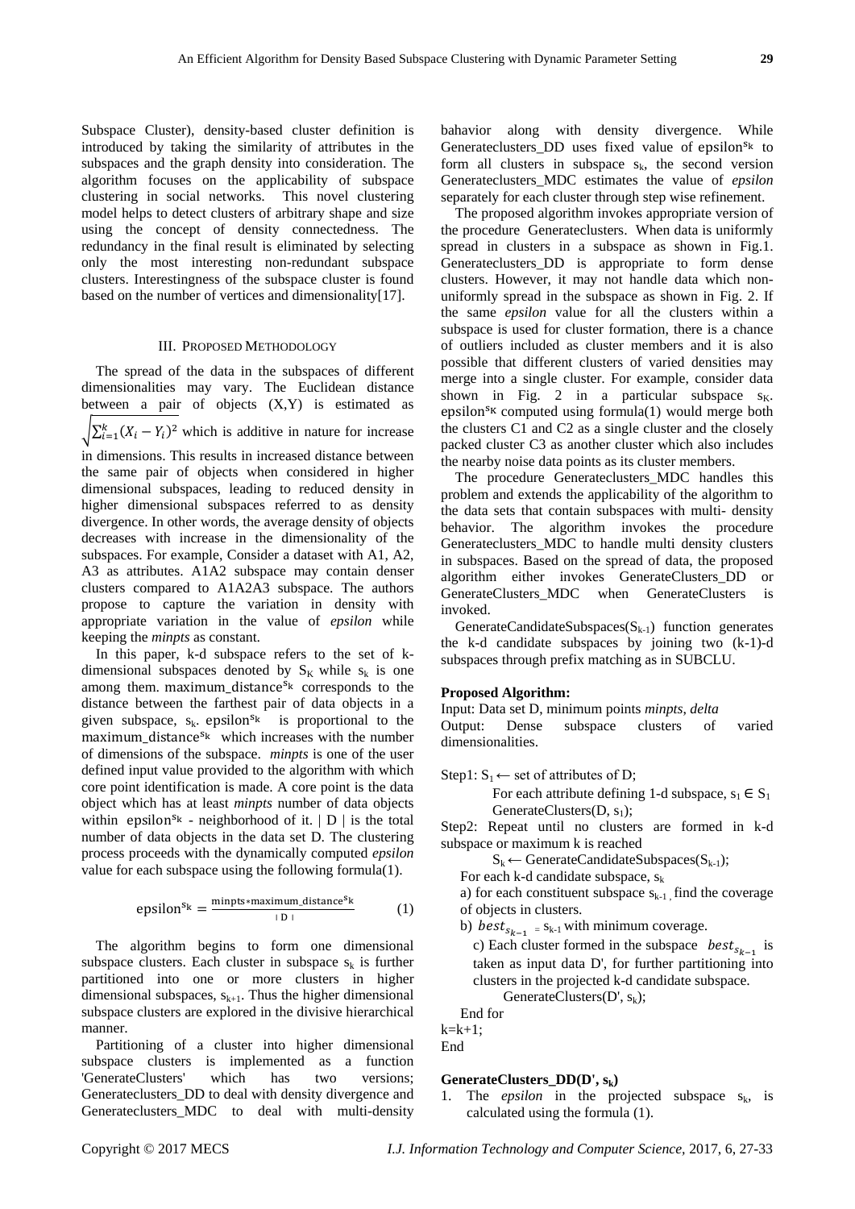Subspace Cluster), density-based cluster definition is introduced by taking the similarity of attributes in the subspaces and the graph density into consideration. The algorithm focuses on the applicability of subspace clustering in social networks. This novel clustering model helps to detect clusters of arbitrary shape and size using the concept of density connectedness. The redundancy in the final result is eliminated by selecting only the most interesting non-redundant subspace clusters. Interestingness of the subspace cluster is found based on the number of vertices and dimensionality[17].

## III. Proposed Methodology

The spread of the data in the subspaces of different dimensionalities may vary. The Euclidean distance between a pair of objects (X,Y) is estimated as $\sqrt{\sum_{i=1}^{k}(X_i - Y_i)^2}$ which is additive in nature for increase in dimensions. This results in increased distance between the same pair of objects when considered in higher dimensional subspaces, leading to reduced density in higher dimensional subspaces referred to as density divergence. In other words, the average density of objects decreases with increase in the dimensionality of the subspaces. For example, Consider a dataset with A1, A2, A3 as attributes. A1A2 subspace may contain denser clusters compared to A1A2A3 subspace. The authors propose to capture the variation in density with appropriate variation in the value of *epsilon* while keeping the *minpts* as constant.

In this paper, k-d subspace refers to the set of k-dimensional subspaces denoted by $S_K$ while $s_k$ is one among them. $\text{maximum\_distance}^{s_k}$ corresponds to the distance between the farthest pair of data objects in a given subspace, $s_k$. $\text{epsilon}^{s_k}$ is proportional to the $\text{maximum\_distance}^{s_k}$ which increases with the number of dimensions of the subspace. *minpts* is one of the user defined input value provided to the algorithm with which core point identification is made. A core point is the data object which has at least *minpts* number of data objects within $\text{epsilon}^{s_k}$ - neighborhood of it. | D | is the total number of data objects in the data set D. The clustering process proceeds with the dynamically computed *epsilon* value for each subspace using the following formula(1).

$$\text{epsilon}^{s_k} = \frac{\text{minpts} * \text{maximum\_distance}^{s_k}}{|\,D\,|} \qquad (1)$$

The algorithm begins to form one dimensional subspace clusters. Each cluster in subspace $s_k$ is further partitioned into one or more clusters in higher dimensional subspaces, $s_{k+1}$. Thus the higher dimensional subspace clusters are explored in the divisive hierarchical manner.

Partitioning of a cluster into higher dimensional subspace clusters is implemented as a function 'GenerateClusters' which has two versions; Generateclusters_DD to deal with density divergence and Generateclusters_MDC to deal with multi-density bahavior along with density divergence. While Generateclusters_DD uses fixed value of $\text{epsilon}^{s_k}$ to form all clusters in subspace $s_k$, the second version Generateclusters_MDC estimates the value of *epsilon* separately for each cluster through step wise refinement.

The proposed algorithm invokes appropriate version of the procedure Generateclusters. When data is uniformly spread in clusters in a subspace as shown in Fig.1. Generateclusters_DD is appropriate to form dense clusters. However, it may not handle data which non-uniformly spread in the subspace as shown in Fig. 2. If the same *epsilon* value for all the clusters within a subspace is used for cluster formation, there is a chance of outliers included as cluster members and it is also possible that different clusters of varied densities may merge into a single cluster. For example, consider data shown in Fig. 2 in a particular subspace $s_K$. $\text{epsilon}^{s_K}$ computed using formula(1) would merge both the clusters C1 and C2 as a single cluster and the closely packed cluster C3 as another cluster which also includes the nearby noise data points as its cluster members.

The procedure Generateclusters_MDC handles this problem and extends the applicability of the algorithm to the data sets that contain subspaces with multi- density behavior. The algorithm invokes the procedure Generateclusters_MDC to handle multi density clusters in subspaces. Based on the spread of data, the proposed algorithm either invokes GenerateClusters_DD or GenerateClusters_MDC when GenerateClusters is invoked.

GenerateCandidateSubspaces($S_{k-1}$) function generates the k-d candidate subspaces by joining two (k-1)-d subspaces through prefix matching as in SUBCLU.

**Proposed Algorithm:**

Input: Data set D, minimum points *minpts*, *delta*
Output: Dense subspace clusters of varied dimensionalities.

Step1: $S_1 \leftarrow$ set of attributes of D;
    For each attribute defining 1-d subspace, $s_1 \in S_1$
    GenerateClusters(D, $s_1$);
Step2: Repeat until no clusters are formed in k-d subspace or maximum k is reached
    $S_k \leftarrow$ GenerateCandidateSubspaces($S_{k-1}$);
  For each k-d candidate subspace, $s_k$
  a) for each constituent subspace $s_{k-1}$, find the coverage of objects in clusters.
  b) $best_{s_{k-1}} = s_{k-1}$ with minimum coverage.
    c) Each cluster formed in the subspace $best_{s_{k-1}}$ is taken as input data D', for further partitioning into clusters in the projected k-d candidate subspace.
      GenerateClusters(D', $s_k$);
  End for
k=k+1;
End

**GenerateClusters_DD(D', $s_k$)**

1. The *epsilon* in the projected subspace $s_k$, is calculated using the formula (1).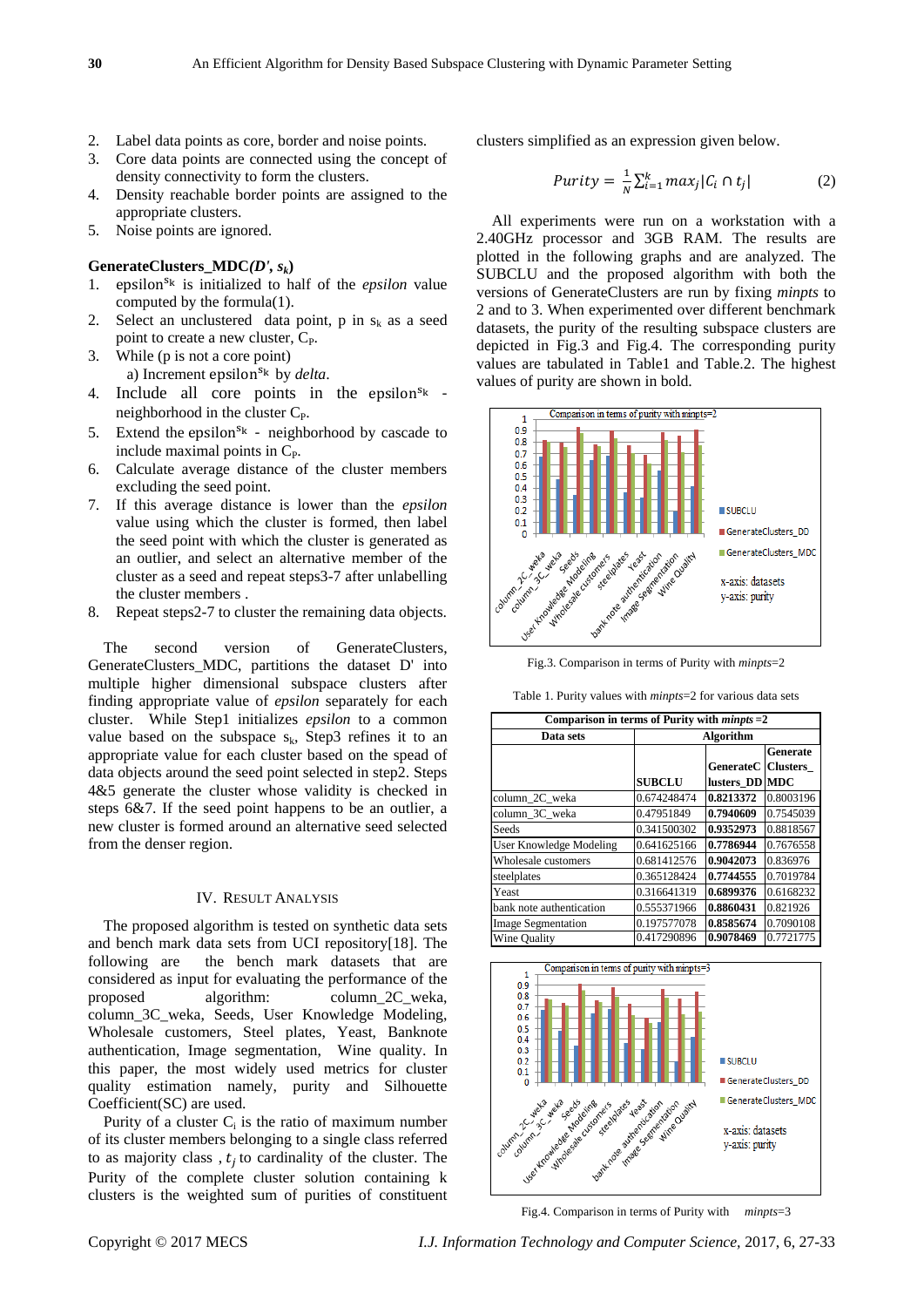2. Label data points as core, border and noise points.
3. Core data points are connected using the concept of density connectivity to form the clusters.
4. Density reachable border points are assigned to the appropriate clusters.
5. Noise points are ignored.

**GenerateClusters_MDC*(D', $s_k$)***

1. epsilon$^{s_k}$ is initialized to half of the *epsilon* value computed by the formula(1).
2. Select an unclustered data point, p in $s_k$ as a seed point to create a new cluster, $C_P$.
3. While (p is not a core point)
   a) Increment epsilon$^{s_k}$ by *delta*.
4. Include all core points in the epsilon$^{s_k}$ - neighborhood in the cluster $C_P$.
5. Extend the epsilon$^{s_k}$ - neighborhood by cascade to include maximal points in $C_P$.
6. Calculate average distance of the cluster members excluding the seed point.
7. If this average distance is lower than the *epsilon* value using which the cluster is formed, then label the seed point with which the cluster is generated as an outlier, and select an alternative member of the cluster as a seed and repeat steps3-7 after unlabelling the cluster members .
8. Repeat steps2-7 to cluster the remaining data objects.

The second version of GenerateClusters, GenerateClusters_MDC, partitions the dataset D' into multiple higher dimensional subspace clusters after finding appropriate value of *epsilon* separately for each cluster. While Step1 initializes *epsilon* to a common value based on the subspace $s_k$, Step3 refines it to an appropriate value for each cluster based on the spread of data objects around the seed point selected in step2. Steps 4&5 generate the cluster whose validity is checked in steps 6&7. If the seed point happens to be an outlier, a new cluster is formed around an alternative seed selected from the denser region.

## IV. Result Analysis

The proposed algorithm is tested on synthetic data sets and bench mark data sets from UCI repository[18]. The following are the bench mark datasets that are considered as input for evaluating the performance of the proposed algorithm: column_2C_weka, column_3C_weka, Seeds, User Knowledge Modeling, Wholesale customers, Steel plates, Yeast, Banknote authentication, Image segmentation, Wine quality. In this paper, the most widely used metrics for cluster quality estimation namely, purity and Silhouette Coefficient(SC) are used.

Purity of a cluster $C_i$ is the ratio of maximum number of its cluster members belonging to a single class referred to as majority class , $t_j$ to cardinality of the cluster. The Purity of the complete cluster solution containing k clusters is the weighted sum of purities of constituent clusters simplified as an expression given below.

$$Purity = \frac{1}{N}\sum_{i=1}^{k} max_j|C_i \cap t_j| \qquad (2)$$

All experiments were run on a workstation with a 2.40GHz processor and 3GB RAM. The results are plotted in the following graphs and are analyzed. The SUBCLU and the proposed algorithm with both the versions of GenerateClusters are run by fixing *minpts* to 2 and to 3. When experimented over different benchmark datasets, the purity of the resulting subspace clusters are depicted in Fig.3 and Fig.4. The corresponding purity values are tabulated in Table1 and Table.2. The highest values of purity are shown in bold.

Comparison in terms of purity with minpts=2
1 0.9 0.8 0.7 0.6 0.5 0.4 0.3 0.2 0.1 0
column_2C_weka column_3C_weka Seeds User Knowledge Modeling Wholesale customers steelplates Yeast bank note authentication Image Segmentation Wine Quality
SUBCLU
GenerateClusters_DD
GenerateClusters_MDC
x-axis: datasets
y-axis: purity

Fig.3. Comparison in terms of Purity with *minpts*=2

Table 1. Purity values with *minpts*=2 for various data sets

| Comparison in terms of Purity with *minpts* =2 | | | |
|---|---|---|---|
| Data sets | Algorithm | | |
| | SUBCLU | GenerateClusters_DD | GenerateClusters_MDC |
| column_2C_weka | 0.674248474 | **0.8213372** | 0.8003196 |
| column_3C_weka | 0.47951849 | **0.7940609** | 0.7545039 |
| Seeds | 0.341500302 | **0.9352973** | 0.8818567 |
| User Knowledge Modeling | 0.641625166 | **0.7786944** | 0.7676558 |
| Wholesale customers | 0.681412576 | **0.9042073** | 0.836976 |
| steelplates | 0.365128424 | **0.7744555** | 0.7019784 |
| Yeast | 0.316641319 | **0.6899376** | 0.6168232 |
| bank note authentication | 0.555371966 | **0.8860431** | 0.821926 |
| Image Segmentation | 0.197577078 | **0.8585674** | 0.7090108 |
| Wine Quality | 0.417290896 | **0.9078469** | 0.7721775 |

Comparison in terms of purity with minpts=3
1 0.9 0.8 0.7 0.6 0.5 0.4 0.3 0.2 0.1 0
column_2C_weka column_3C_weka Seeds User Knowledge Modeling Wholesale customers steelplates Yeast bank note authentication Image Segmentation Wine Quality
SUBCLU
GenerateClusters_DD
GenerateClusters_MDC
x-axis: datasets
y-axis: purity

Fig.4. Comparison in terms of Purity with *minpts*=3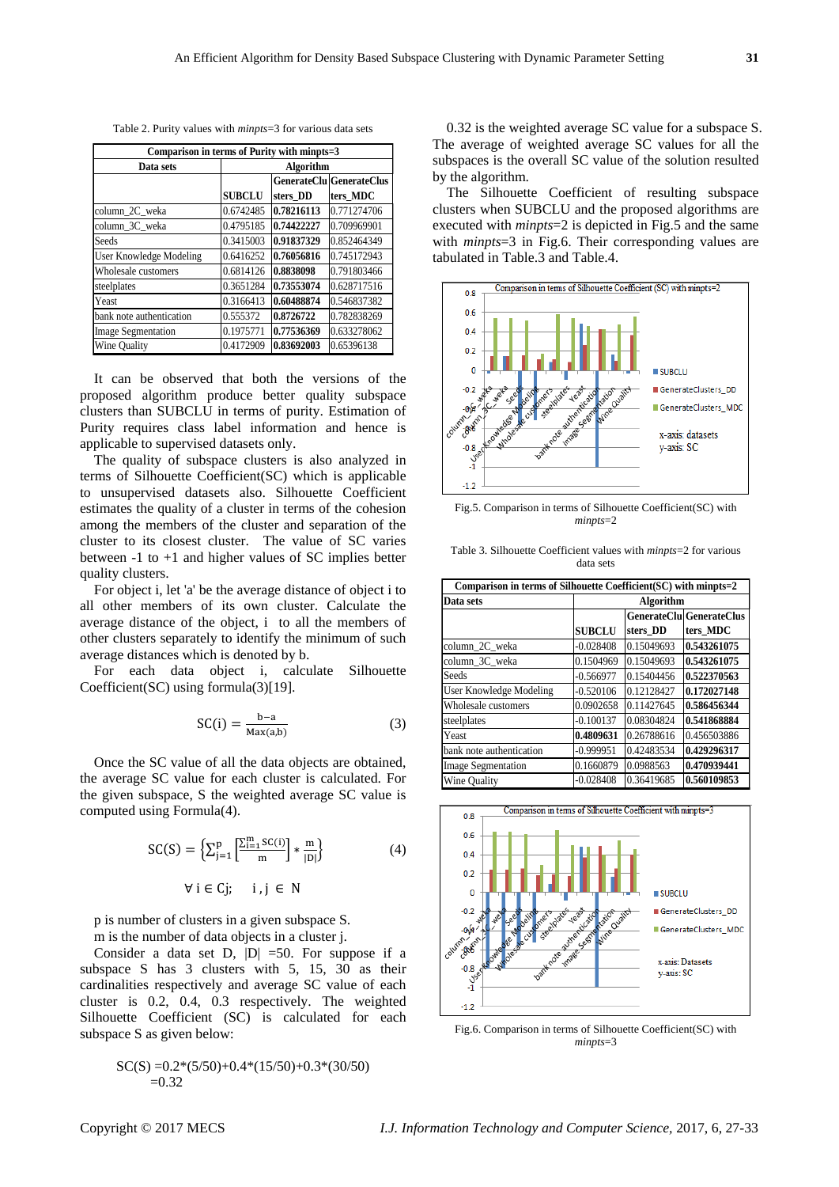Table 2. Purity values with *minpts*=3 for various data sets

| Comparison in terms of Purity with minpts=3 | | | |
|---|---|---|---|
| Data sets | Algorithm | | |
| | SUBCLU | GenerateClusters_DD | GenerateClusters_MDC |
| column_2C_weka | 0.6742485 | **0.78216113** | 0.771274706 |
| column_3C_weka | 0.4795185 | **0.74422227** | 0.709969901 |
| Seeds | 0.3415003 | **0.91837329** | 0.852464349 |
| User Knowledge Modeling | 0.6416252 | **0.76056816** | 0.745172943 |
| Wholesale customers | 0.6814126 | **0.8838098** | 0.791803466 |
| steelplates | 0.3651284 | **0.73553074** | 0.628717516 |
| Yeast | 0.3166413 | **0.60488874** | 0.546837382 |
| bank note authentication | 0.555372 | **0.8726722** | 0.782838269 |
| Image Segmentation | 0.1975771 | **0.77536369** | 0.633278062 |
| Wine Quality | 0.4172909 | **0.83692003** | 0.65396138 |

It can be observed that both the versions of the proposed algorithm produce better quality subspace clusters than SUBCLU in terms of purity. Estimation of Purity requires class label information and hence is applicable to supervised datasets only.

The quality of subspace clusters is also analyzed in terms of Silhouette Coefficient(SC) which is applicable to unsupervised datasets also. Silhouette Coefficient estimates the quality of a cluster in terms of the cohesion among the members of the cluster and separation of the cluster to its closest cluster. The value of SC varies between -1 to +1 and higher values of SC implies better quality clusters.

For object i, let 'a' be the average distance of object i to all other members of its own cluster. Calculate the average distance of the object, i to all the members of other clusters separately to identify the minimum of such average distances which is denoted by b.

For each data object i, calculate Silhouette Coefficient(SC) using formula(3)[19].

$$\mathrm{SC(i)} = \frac{\mathrm{b-a}}{\mathrm{Max(a,b)}} \tag{3}$$

Once the SC value of all the data objects are obtained, the average SC value for each cluster is calculated. For the given subspace, S the weighted average SC value is computed using Formula(4).

$$\mathrm{SC(S)} = \left\{\sum_{j=1}^{p}\left[\frac{\sum_{i=1}^{m}\mathrm{SC(i)}}{m}\right] * \frac{m}{|D|}\right\} \tag{4}$$

$$\forall\, i \in C_j; \quad i,j \in N$$

p is number of clusters in a given subspace S.

m is the number of data objects in a cluster j.

Consider a data set D, |D| =50. For suppose if a subspace S has 3 clusters with 5, 15, 30 as their cardinalities respectively and average SC value of each cluster is 0.2, 0.4, 0.3 respectively. The weighted Silhouette Coefficient (SC) is calculated for each subspace S as given below:

$$\mathrm{SC(S)} = 0.2*(5/50)+0.4*(15/50)+0.3*(30/50) = 0.32$$

0.32 is the weighted average SC value for a subspace S. The average of weighted average SC values for all the subspaces is the overall SC value of the solution resulted by the algorithm.

The Silhouette Coefficient of resulting subspace clusters when SUBCLU and the proposed algorithms are executed with *minpts*=2 is depicted in Fig.5 and the same with *minpts*=3 in Fig.6. Their corresponding values are tabulated in Table.3 and Table.4.

Comparison in terms of Silhouette Coefficient (SC) with minpts=2

0.8
0.6
0.4
0.2
0
-0.2
-0.4
-0.6
-0.8
-1
-1.2

column_2C_weka
column_3C_weka
Seeds
User Knowledge Modeling
Wholesale customers
steelplates
Yeast
bank note authentication
Image Segmentation
Wine Quality

SUBCLU
GenerateClusters_DD
GenerateClusters_MDC

x-axis: datasets
y-axis: SC

Fig.5. Comparison in terms of Silhouette Coefficient(SC) with *minpts*=2

Table 3. Silhouette Coefficient values with *minpts*=2 for various data sets

| Comparison in terms of Silhouette Coefficient(SC) with minpts=2 | | | |
|---|---|---|---|
| Data sets | Algorithm | | |
| | SUBCLU | GenerateClusters_DD | GenerateClusters_MDC |
| column_2C_weka | -0.028408 | 0.15049693 | **0.543261075** |
| column_3C_weka | 0.1504969 | 0.15049693 | **0.543261075** |
| Seeds | -0.566977 | 0.15404456 | **0.522370563** |
| User Knowledge Modeling | -0.520106 | 0.12128427 | **0.172027148** |
| Wholesale customers | 0.0902658 | 0.11427645 | **0.586456344** |
| steelplates | -0.100137 | 0.08304824 | **0.541868884** |
| Yeast | **0.4809631** | 0.26788616 | 0.456503886 |
| bank note authentication | -0.999951 | 0.42483534 | **0.429296317** |
| Image Segmentation | 0.1660879 | 0.0988563 | **0.470939441** |
| Wine Quality | -0.028408 | 0.36419685 | **0.560109853** |

Comparison in terms of Silhouette Coefficient with minpts=3

0.8
0.6
0.4
0.2
0
-0.2
-0.4
-0.6
-0.8
-1
-1.2

column_2C_weka
column_3C_weka
Seeds
User Knowledge Modeling
Wholesale customers
steelplates
Yeast
bank note authentication
Image Segmentation
Wine Quality

SUBCLU
GenerateClusters_DD
GenerateClusters_MDC

x-axis: Datasets
y-axis: SC

Fig.6. Comparison in terms of Silhouette Coefficient(SC) with *minpts*=3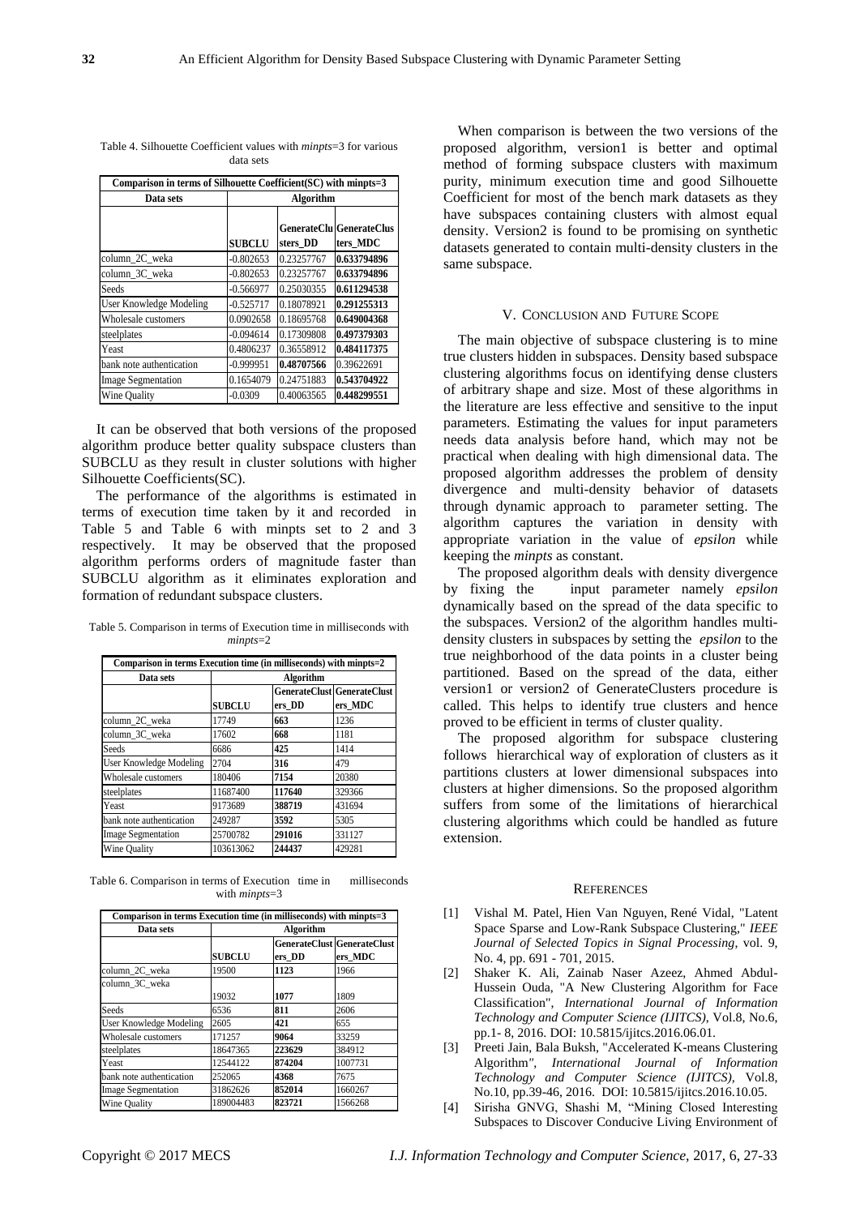Table 4. Silhouette Coefficient values with *minpts*=3 for various data sets

| Comparison in terms of Silhouette Coefficient(SC) with minpts=3 | | | |
|---|---|---|---|
| **Data sets** | **Algorithm** | | |
| | **SUBCLU** | **GenerateClusters_DD** | **GenerateClusters_MDC** |
| column_2C_weka | -0.802653 | 0.23257767 | **0.633794896** |
| column_3C_weka | -0.802653 | 0.23257767 | **0.633794896** |
| Seeds | -0.566977 | 0.25030355 | **0.611294538** |
| User Knowledge Modeling | -0.525717 | 0.18078921 | **0.291255313** |
| Wholesale customers | 0.0902658 | 0.18695768 | **0.649004368** |
| steelplates | -0.094614 | 0.17309808 | **0.497379303** |
| Yeast | 0.4806237 | 0.36558912 | **0.484117375** |
| bank note authentication | -0.999951 | **0.48707566** | 0.39622691 |
| Image Segmentation | 0.1654079 | 0.24751883 | **0.543704922** |
| Wine Quality | -0.0309 | 0.40063565 | **0.448299551** |

It can be observed that both versions of the proposed algorithm produce better quality subspace clusters than SUBCLU as they result in cluster solutions with higher Silhouette Coefficients(SC).

The performance of the algorithms is estimated in terms of execution time taken by it and recorded in Table 5 and Table 6 with minpts set to 2 and 3 respectively. It may be observed that the proposed algorithm performs orders of magnitude faster than SUBCLU algorithm as it eliminates exploration and formation of redundant subspace clusters.

Table 5. Comparison in terms of Execution time in milliseconds with *minpts*=2

| Comparison in terms Execution time (in milliseconds) with minpts=2 | | | |
|---|---|---|---|
| **Data sets** | **Algorithm** | | |
| | **SUBCLU** | **GenerateClusters_DD** | **GenerateClusters_MDC** |
| column_2C_weka | 17749 | **663** | 1236 |
| column_3C_weka | 17602 | **668** | 1181 |
| Seeds | 6686 | **425** | 1414 |
| User Knowledge Modeling | 2704 | **316** | 479 |
| Wholesale customers | 180406 | **7154** | 20380 |
| steelplates | 11687400 | **117640** | 329366 |
| Yeast | 9173689 | **388719** | 431694 |
| bank note authentication | 249287 | **3592** | 5305 |
| Image Segmentation | 25700782 | **291016** | 331127 |
| Wine Quality | 103613062 | **244437** | 429281 |

Table 6. Comparison in terms of Execution time in milliseconds with *minpts*=3

| Comparison in terms Execution time (in milliseconds) with minpts=3 | | | |
|---|---|---|---|
| **Data sets** | **Algorithm** | | |
| | **SUBCLU** | **GenerateClusters_DD** | **GenerateClusters_MDC** |
| column_2C_weka | 19500 | **1123** | 1966 |
| column_3C_weka | 19032 | **1077** | 1809 |
| Seeds | 6536 | **811** | 2606 |
| User Knowledge Modeling | 2605 | **421** | 655 |
| Wholesale customers | 171257 | **9064** | 33259 |
| steelplates | 18647365 | **223629** | 384912 |
| Yeast | 12544122 | **874204** | 1007731 |
| bank note authentication | 252065 | **4368** | 7675 |
| Image Segmentation | 31862626 | **852014** | 1660267 |
| Wine Quality | 189004483 | **823721** | 1566268 |

When comparison is between the two versions of the proposed algorithm, version1 is better and optimal method of forming subspace clusters with maximum purity, minimum execution time and good Silhouette Coefficient for most of the bench mark datasets as they have subspaces containing clusters with almost equal density. Version2 is found to be promising on synthetic datasets generated to contain multi-density clusters in the same subspace.

## V. Conclusion and Future Scope

The main objective of subspace clustering is to mine true clusters hidden in subspaces. Density based subspace clustering algorithms focus on identifying dense clusters of arbitrary shape and size. Most of these algorithms in the literature are less effective and sensitive to the input parameters. Estimating the values for input parameters needs data analysis before hand, which may not be practical when dealing with high dimensional data. The proposed algorithm addresses the problem of density divergence and multi-density behavior of datasets through dynamic approach to parameter setting. The algorithm captures the variation in density with appropriate variation in the value of *epsilon* while keeping the *minpts* as constant.

The proposed algorithm deals with density divergence by fixing the input parameter namely *epsilon* dynamically based on the spread of the data specific to the subspaces. Version2 of the algorithm handles multi-density clusters in subspaces by setting the *epsilon* to the true neighborhood of the data points in a cluster being partitioned. Based on the spread of the data, either version1 or version2 of GenerateClusters procedure is called. This helps to identify true clusters and hence proved to be efficient in terms of cluster quality.

The proposed algorithm for subspace clustering follows hierarchical way of exploration of clusters as it partitions clusters at lower dimensional subspaces into clusters at higher dimensions. So the proposed algorithm suffers from some of the limitations of hierarchical clustering algorithms which could be handled as future extension.

## References

[1] Vishal M. Patel, Hien Van Nguyen, René Vidal, "Latent Space Sparse and Low-Rank Subspace Clustering," *IEEE Journal of Selected Topics in Signal Processing*, vol. 9, No. 4, pp. 691 - 701, 2015.

[2] Shaker K. Ali, Zainab Naser Azeez, Ahmed Abdul-Hussein Ouda, "A New Clustering Algorithm for Face Classification", *International Journal of Information Technology and Computer Science (IJITCS)*, Vol.8, No.6, pp.1- 8, 2016. DOI: 10.5815/ijitcs.2016.06.01.

[3] Preeti Jain, Bala Buksh, "Accelerated K-means Clustering Algorithm", *International Journal of Information Technology and Computer Science (IJITCS)*, Vol.8, No.10, pp.39-46, 2016. DOI: 10.5815/ijitcs.2016.10.05.

[4] Sirisha GNVG, Shashi M, "Mining Closed Interesting Subspaces to Discover Conducive Living Environment of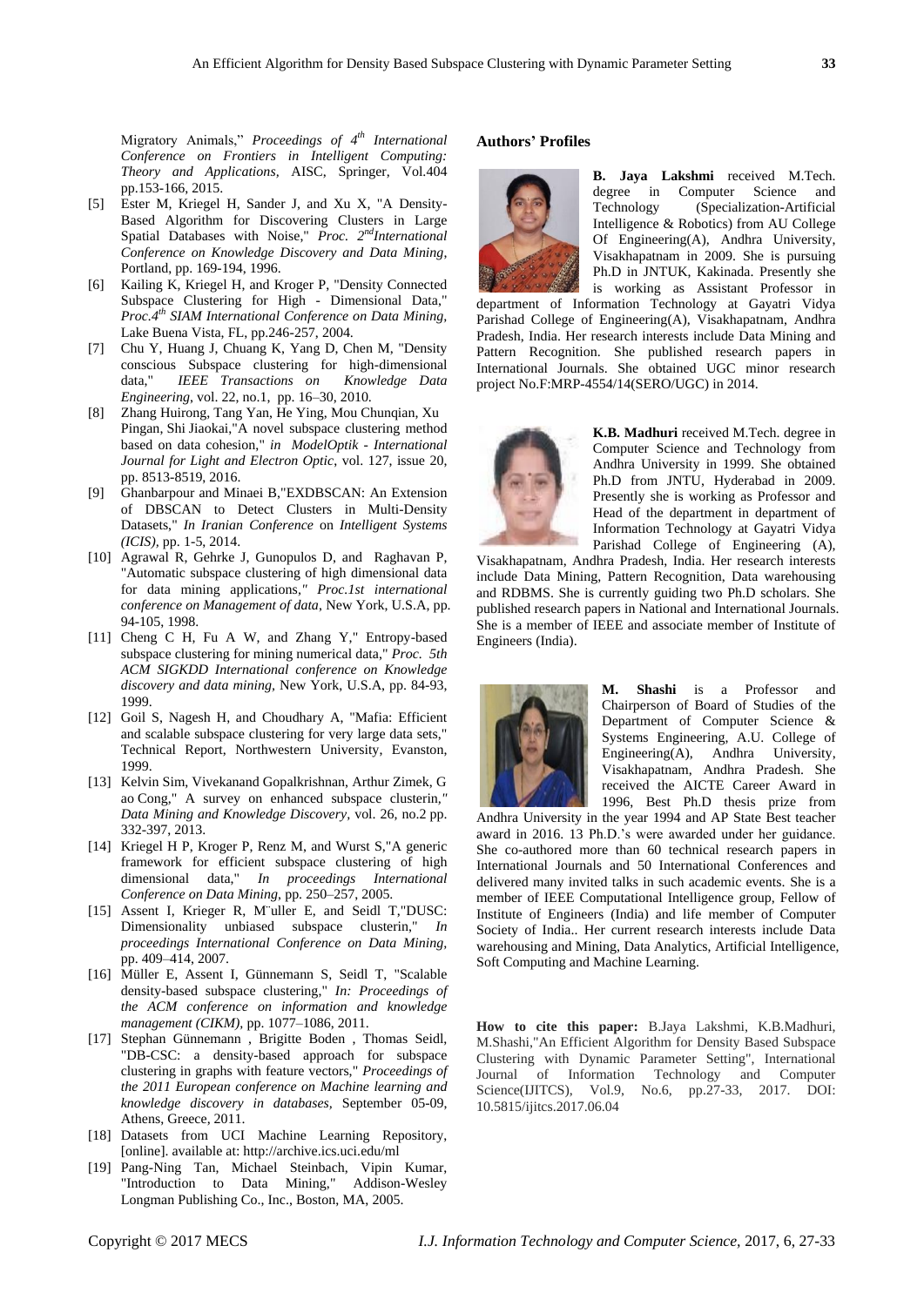Migratory Animals," *Proceedings of 4th International Conference on Frontiers in Intelligent Computing: Theory and Applications,* AISC, Springer, Vol.404 pp.153-166, 2015.

[5] Ester M, Kriegel H, Sander J, and Xu X, "A Density-Based Algorithm for Discovering Clusters in Large Spatial Databases with Noise," *Proc. 2ndInternational Conference on Knowledge Discovery and Data Mining*, Portland, pp. 169-194, 1996.

[6] Kailing K, Kriegel H, and Kroger P, "Density Connected Subspace Clustering for High - Dimensional Data," *Proc.4th SIAM International Conference on Data Mining*, Lake Buena Vista, FL, pp.246-257, 2004.

[7] Chu Y, Huang J, Chuang K, Yang D, Chen M, "Density conscious Subspace clustering for high-dimensional data," *IEEE Transactions on Knowledge Data Engineering*, vol. 22, no.1, pp. 16–30, 2010.

[8] Zhang Huirong, Tang Yan, He Ying, Mou Chunqian, Xu Pingan, Shi Jiaokai,"A novel subspace clustering method based on data cohesion," *in ModelOptik - International Journal for Light and Electron Optic*, vol. 127, issue 20, pp. 8513-8519, 2016.

[9] Ghanbarpour and Minaei B,"EXDBSCAN: An Extension of DBSCAN to Detect Clusters in Multi-Density Datasets," *In Iranian Conference* on *Intelligent Systems (ICIS),* pp. 1-5, 2014.

[10] Agrawal R, Gehrke J, Gunopulos D, and Raghavan P, "Automatic subspace clustering of high dimensional data for data mining applications,*" Proc.1st international conference on Management of data*, New York, U.S.A, pp. 94-105, 1998.

[11] Cheng C H, Fu A W, and Zhang Y," Entropy-based subspace clustering for mining numerical data," *Proc. 5th ACM SIGKDD International conference on Knowledge discovery and data mining*, New York, U.S.A, pp. 84-93, 1999.

[12] Goil S, Nagesh H, and Choudhary A, "Mafia: Efficient and scalable subspace clustering for very large data sets," Technical Report, Northwestern University, Evanston, 1999.

[13] Kelvin Sim, Vivekanand Gopalkrishnan, Arthur Zimek, G ao Cong," A survey on enhanced subspace clusterin,*" Data Mining and Knowledge Discovery*, vol. 26, no.2 pp. 332-397, 2013.

[14] Kriegel H P, Kroger P, Renz M, and Wurst S,"A generic framework for efficient subspace clustering of high dimensional data," *In proceedings International Conference on Data Mining*, pp. 250–257, 2005.

[15] Assent I, Krieger R, M¨uller E, and Seidl T,"DUSC: Dimensionality unbiased subspace clusterin," *In proceedings International Conference on Data Mining,* pp. 409–414, 2007.

[16] Müller E, Assent I, Günnemann S, Seidl T, "Scalable density-based subspace clustering," *In: Proceedings of the ACM conference on information and knowledge management (CIKM)*, pp. 1077–1086, 2011.

[17] Stephan Günnemann , Brigitte Boden , Thomas Seidl, "DB-CSC: a density-based approach for subspace clustering in graphs with feature vectors," *Proceedings of the 2011 European conference on Machine learning and knowledge discovery in databases,* September 05-09, Athens, Greece, 2011.

[18] Datasets from UCI Machine Learning Repository, [online]. available at: http://archive.ics.uci.edu/ml

[19] Pang-Ning Tan, Michael Steinbach, Vipin Kumar, "Introduction to Data Mining," Addison-Wesley Longman Publishing Co., Inc., Boston, MA, 2005.

## Authors' Profiles

**B. Jaya Lakshmi** received M.Tech. degree in Computer Science and Technology (Specialization-Artificial Intelligence & Robotics) from AU College Of Engineering(A), Andhra University, Visakhapatnam in 2009. She is pursuing Ph.D in JNTUK, Kakinada. Presently she is working as Assistant Professor in department of Information Technology at Gayatri Vidya Parishad College of Engineering(A), Visakhapatnam, Andhra Pradesh, India. Her research interests include Data Mining and Pattern Recognition. She published research papers in International Journals. She obtained UGC minor research project No.F:MRP-4554/14(SERO/UGC) in 2014.

**K.B. Madhuri** received M.Tech. degree in Computer Science and Technology from Andhra University in 1999. She obtained Ph.D from JNTU, Hyderabad in 2009. Presently she is working as Professor and Head of the department in department of Information Technology at Gayatri Vidya Parishad College of Engineering (A), Visakhapatnam, Andhra Pradesh, India. Her research interests include Data Mining, Pattern Recognition, Data warehousing and RDBMS. She is currently guiding two Ph.D scholars. She published research papers in National and International Journals. She is a member of IEEE and associate member of Institute of Engineers (India).

**M. Shashi** is a Professor and Chairperson of Board of Studies of the Department of Computer Science & Systems Engineering, A.U. College of Engineering(A), Andhra University, Visakhapatnam, Andhra Pradesh. She received the AICTE Career Award in 1996, Best Ph.D thesis prize from Andhra University in the year 1994 and AP State Best teacher award in 2016. 13 Ph.D.'s were awarded under her guidance. She co-authored more than 60 technical research papers in International Journals and 50 International Conferences and delivered many invited talks in such academic events. She is a member of IEEE Computational Intelligence group, Fellow of Institute of Engineers (India) and life member of Computer Society of India.. Her current research interests include Data warehousing and Mining, Data Analytics, Artificial Intelligence, Soft Computing and Machine Learning.

**How to cite this paper:** B.Jaya Lakshmi, K.B.Madhuri, M.Shashi,"An Efficient Algorithm for Density Based Subspace Clustering with Dynamic Parameter Setting", International Journal of Information Technology and Computer Science(IJITCS), Vol.9, No.6, pp.27-33, 2017. DOI: 10.5815/ijitcs.2017.06.04